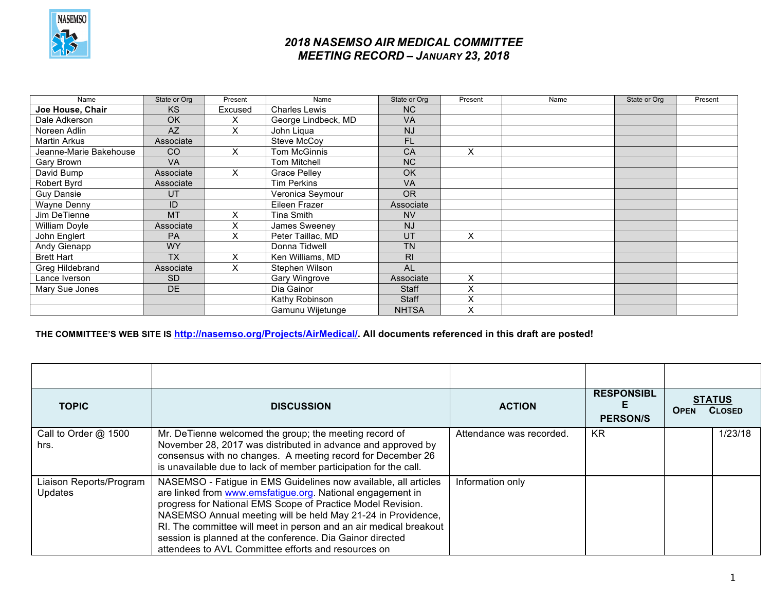# 2018 NASEMSO AIR MEDICAL COMMITTEE
# MEETING RECORD – JANUARY 23, 2018

| Name | State or Org | Present | Name | State or Org | Present | Name | State or Org | Present |
|---|---|---|---|---|---|---|---|---|
| **Joe House, Chair** | KS | Excused | Charles Lewis | NC | | | | |
| Dale Adkerson | OK | X | George Lindbeck, MD | VA | | | | |
| Noreen Adlin | AZ | X | John Liqua | NJ | | | | |
| Martin Arkus | Associate | | Steve McCoy | FL | | | | |
| Jeanne-Marie Bakehouse | CO | X | Tom McGinnis | CA | X | | | |
| Gary Brown | VA | | Tom Mitchell | NC | | | | |
| David Bump | Associate | X | Grace Pelley | OK | | | | |
| Robert Byrd | Associate | | Tim Perkins | VA | | | | |
| Guy Dansie | UT | | Veronica Seymour | OR | | | | |
| Wayne Denny | ID | | Eileen Frazer | Associate | | | | |
| Jim DeTienne | MT | X | Tina Smith | NV | | | | |
| William Doyle | Associate | X | James Sweeney | NJ | | | | |
| John Englert | PA | X | Peter Taillac, MD | UT | X | | | |
| Andy Gienapp | WY | | Donna Tidwell | TN | | | | |
| Brett Hart | TX | X | Ken Williams, MD | RI | | | | |
| Greg Hildebrand | Associate | X | Stephen Wilson | AL | | | | |
| Lance Iverson | SD | | Gary Wingrove | Associate | X | | | |
| Mary Sue Jones | DE | | Dia Gainor | Staff | X | | | |
| | | | Kathy Robinson | Staff | X | | | |
| | | | Gamunu Wijetunge | NHTSA | X | | | |

**THE COMMITTEE'S WEB SITE IS http://nasemso.org/Projects/AirMedical/. All documents referenced in this draft are posted!**

| TOPIC | DISCUSSION | ACTION | RESPONSIBLE PERSON/S | STATUS OPEN | STATUS CLOSED |
|---|---|---|---|---|---|
| Call to Order @ 1500 hrs. | Mr. DeTienne welcomed the group; the meeting record of November 28, 2017 was distributed in advance and approved by consensus with no changes. A meeting record for December 26 is unavailable due to lack of member participation for the call. | Attendance was recorded. | KR | | 1/23/18 |
| Liaison Reports/Program Updates | NASEMSO - Fatigue in EMS Guidelines now available, all articles are linked from www.emsfatigue.org. National engagement in progress for National EMS Scope of Practice Model Revision. NASEMSO Annual meeting will be held May 21-24 in Providence, RI. The committee will meet in person and an air medical breakout session is planned at the conference. Dia Gainor directed attendees to AVL Committee efforts and resources on | Information only | | | |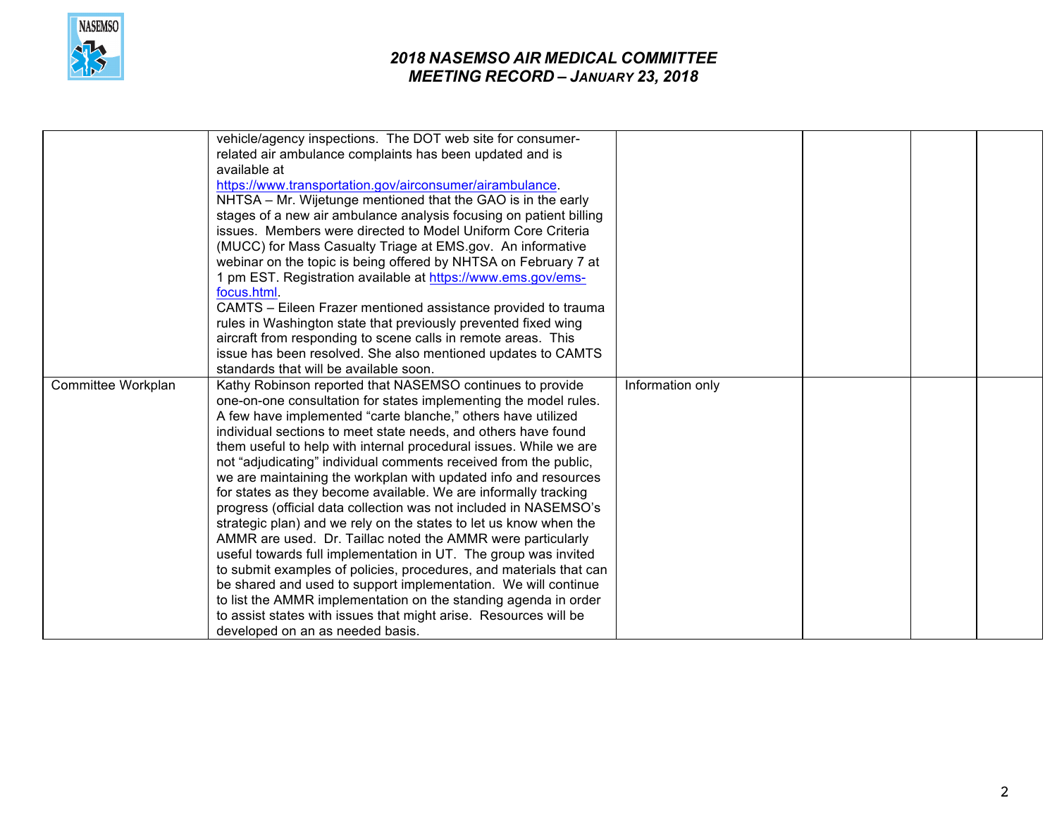| | | | | | |
|---|---|---|---|---|---|
| | vehicle/agency inspections. The DOT web site for consumer-related air ambulance complaints has been updated and is available at https://www.transportation.gov/airconsumer/airambulance. NHTSA – Mr. Wijetunge mentioned that the GAO is in the early stages of a new air ambulance analysis focusing on patient billing issues. Members were directed to Model Uniform Core Criteria (MUCC) for Mass Casualty Triage at EMS.gov. An informative webinar on the topic is being offered by NHTSA on February 7 at 1 pm EST. Registration available at https://www.ems.gov/ems-focus.html. CAMTS – Eileen Frazer mentioned assistance provided to trauma rules in Washington state that previously prevented fixed wing aircraft from responding to scene calls in remote areas. This issue has been resolved. She also mentioned updates to CAMTS standards that will be available soon. | | | | |
| Committee Workplan | Kathy Robinson reported that NASEMSO continues to provide one-on-one consultation for states implementing the model rules. A few have implemented "carte blanche," others have utilized individual sections to meet state needs, and others have found them useful to help with internal procedural issues. While we are not "adjudicating" individual comments received from the public, we are maintaining the workplan with updated info and resources for states as they become available. We are informally tracking progress (official data collection was not included in NASEMSO's strategic plan) and we rely on the states to let us know when the AMMR are used. Dr. Taillac noted the AMMR were particularly useful towards full implementation in UT. The group was invited to submit examples of policies, procedures, and materials that can be shared and used to support implementation. We will continue to list the AMMR implementation on the standing agenda in order to assist states with issues that might arise. Resources will be developed on an as needed basis. | Information only | | | |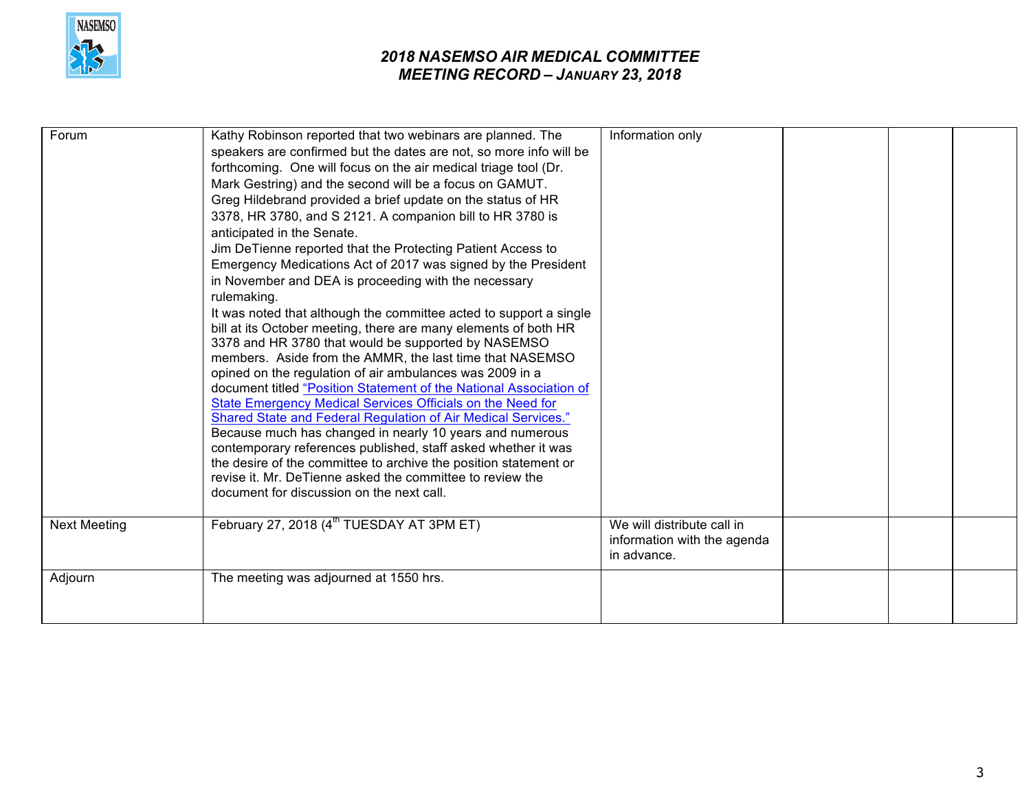# 2018 NASEMSO AIR MEDICAL COMMITTEE
## MEETING RECORD – JANUARY 23, 2018

| | | | | | |
|---|---|---|---|---|---|
| Forum | Kathy Robinson reported that two webinars are planned. The speakers are confirmed but the dates are not, so more info will be forthcoming. One will focus on the air medical triage tool (Dr. Mark Gestring) and the second will be a focus on GAMUT.<br>Greg Hildebrand provided a brief update on the status of HR 3378, HR 3780, and S 2121. A companion bill to HR 3780 is anticipated in the Senate.<br>Jim DeTienne reported that the Protecting Patient Access to Emergency Medications Act of 2017 was signed by the President in November and DEA is proceeding with the necessary rulemaking.<br>It was noted that although the committee acted to support a single bill at its October meeting, there are many elements of both HR 3378 and HR 3780 that would be supported by NASEMSO members. Aside from the AMMR, the last time that NASEMSO opined on the regulation of air ambulances was 2009 in a document titled "Position Statement of the National Association of State Emergency Medical Services Officials on the Need for Shared State and Federal Regulation of Air Medical Services." Because much has changed in nearly 10 years and numerous contemporary references published, staff asked whether it was the desire of the committee to archive the position statement or revise it. Mr. DeTienne asked the committee to review the document for discussion on the next call. | Information only | | | |
| Next Meeting | February 27, 2018 (4th TUESDAY AT 3PM ET) | We will distribute call in information with the agenda in advance. | | | |
| Adjourn | The meeting was adjourned at 1550 hrs. | | | | |